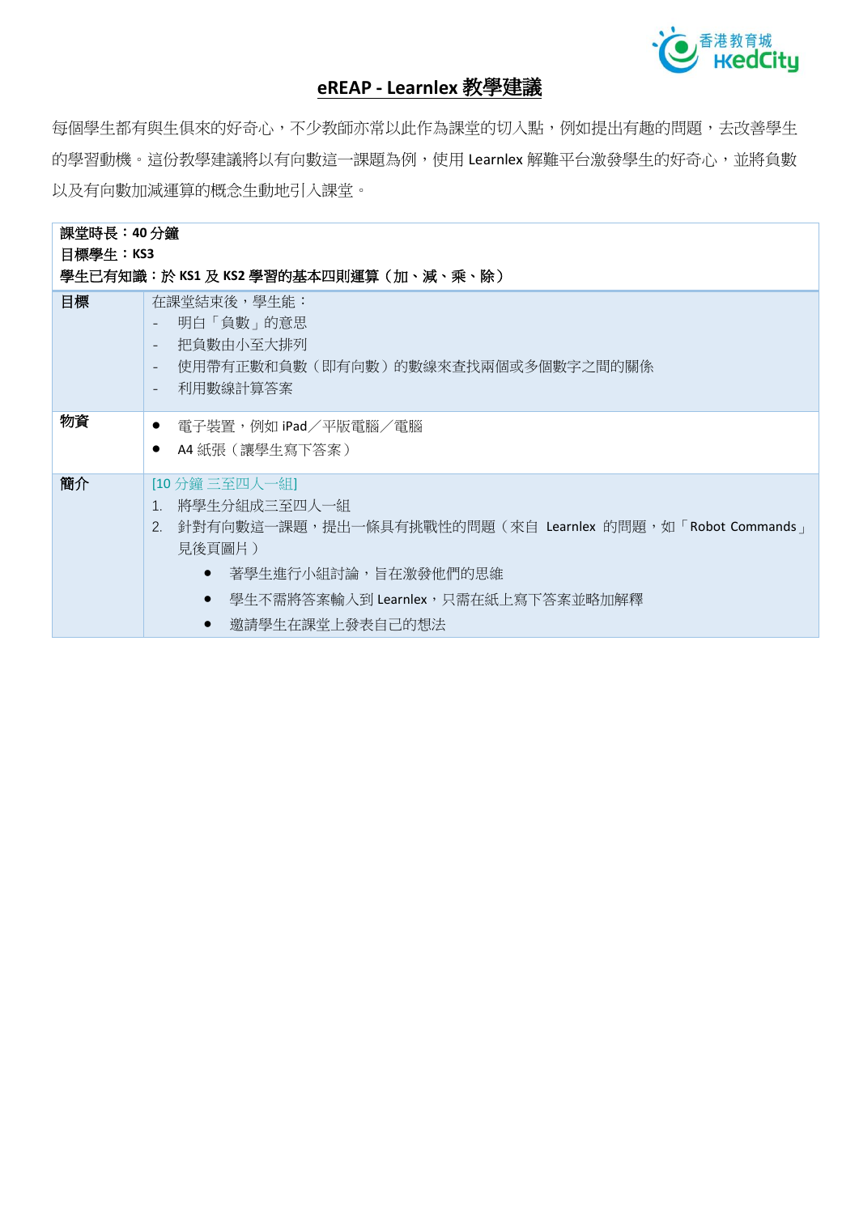# eREAP - Learnlex 教學建議

每個學生都有與生俱來的好奇心，不少教師亦常以此作為課堂的切入點，例如提出有趣的問題，去改善學生的學習動機。這份教學建議將以有向數這一課題為例，使用 Learnlex 解難平台激發學生的好奇心，並將負數以及有向數加減運算的概念生動地引入課堂。

| **課堂時長：40 分鐘**<br>**目標學生：KS3**<br>**學生已有知識：於 KS1 及 KS2 學習的基本四則運算（加、減、乘、除）** | |
|---|---|
| **目標** | 在課堂結束後，學生能：<br>- 明白「負數」的意思<br>- 把負數由小至大排列<br>- 使用帶有正數和負數（即有向數）的數線來查找兩個或多個數字之間的關係<br>- 利用數線計算答案 |
| **物資** | ● 電子裝置，例如 iPad／平版電腦／電腦<br>● A4 紙張（讓學生寫下答案） |
| **簡介** | [10 分鐘 三至四人一組]<br>1. 將學生分組成三至四人一組<br>2. 針對有向數這一課題，提出一條具有挑戰性的問題（來自 Learnlex 的問題，如「Robot Commands」見後頁圖片）<br>● 著學生進行小組討論，旨在激發他們的思維<br>● 學生不需將答案輸入到 Learnlex，只需在紙上寫下答案並略加解釋<br>● 邀請學生在課堂上發表自己的想法 |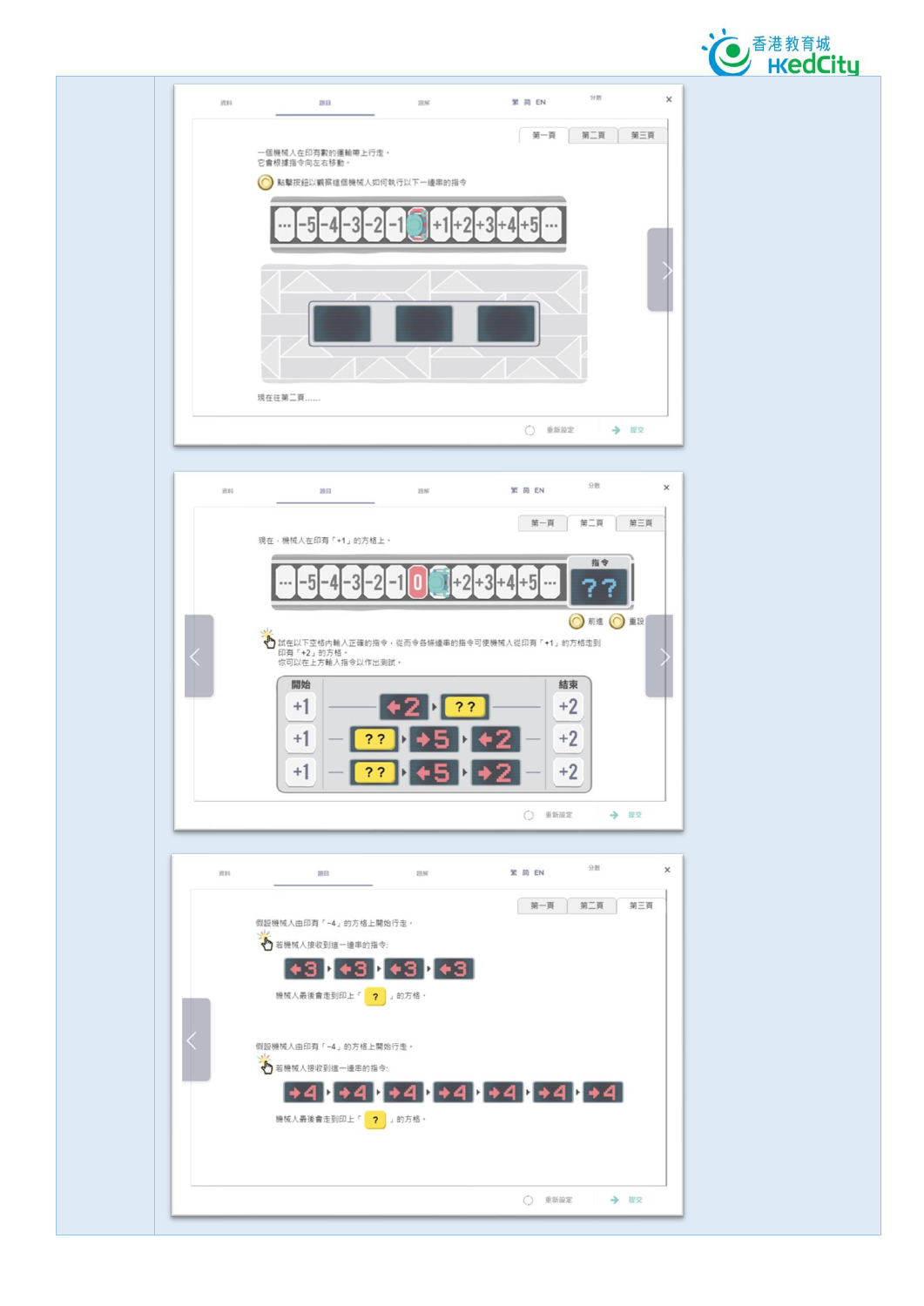資料　　題目　　題解　　繁 简 EN　　分數

第一頁　第二頁　第三頁

一個機械人在印有數的運輸帶上行走。
它會根據指令向左右移動。

點擊按鈕以觀察這個機械人如何執行以下一連串的指令

... -5 -4 -3 -2 -1 +1 +2 +3 +4 +5 ...

現在往第二頁......

重新設定　　提交

---

資料　　題目　　題解　　繁 简 EN　　分數

第一頁　第二頁　第三頁

現在，機械人在印有「+1」的方格上。

... -5 -4 -3 -2 -1 0 +2 +3 +4 +5 ...

指令 ??

前進　重設

試在以下空格內輸入正確的指令，從而令各條連串的指令可使機械人從印有「+1」的方格走到印有「+2」的方格。
你可以在上方輸入指令以作出測試。

| 開始 | | 結束 |
|---|---|---|
| +1 | ←2 ▸ ?? | +2 |
| +1 | ?? ▸ →5 ▸ ←2 | +2 |
| +1 | ?? ▸ ←5 ▸ →2 | +2 |

重新設定　　提交

---

資料　　題目　　題解　　繁 简 EN　　分數

第一頁　第二頁　第三頁

假設機械人由印有「-4」的方格上開始行走。

若機械人接收到這一連串的指令:

←3 ▸ ←3 ▸ ←3 ▸ ←3

機械人最後會走到印上「 ? 」的方格。

假設機械人由印有「-4」的方格上開始行走。

若機械人接收到這一連串的指令:

→4 ▸ →4 ▸ →4 ▸ →4 ▸ →4 ▸ →4 ▸ →4

機械人最後會走到印上「 ? 」的方格。

重新設定　　提交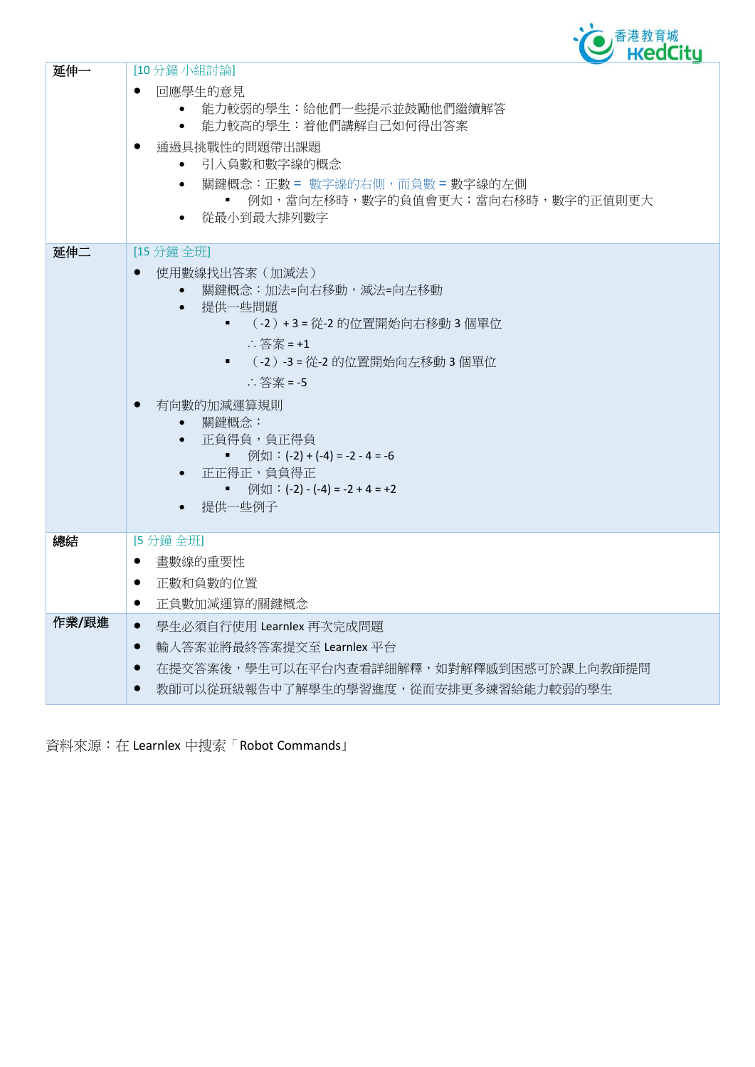| | |
|---|---|
| **延伸一** | [10 分鐘 小組討論]<br>● 回應學生的意見<br>&nbsp;&nbsp;&nbsp;&nbsp;• 能力較弱的學生：給他們一些提示並鼓勵他們繼續解答<br>&nbsp;&nbsp;&nbsp;&nbsp;• 能力較高的學生：着他們講解自己如何得出答案<br>● 通過具挑戰性的問題帶出課題<br>&nbsp;&nbsp;&nbsp;&nbsp;• 引入負數和數字線的概念<br>&nbsp;&nbsp;&nbsp;&nbsp;• 關鍵概念：正數 = 數字線的右側，而負數 = 數字線的左側<br>&nbsp;&nbsp;&nbsp;&nbsp;&nbsp;&nbsp;&nbsp;&nbsp;▪ 例如，當向左移時，數字的負值會更大；當向右移時，數字的正值則更大<br>&nbsp;&nbsp;&nbsp;&nbsp;• 從最小到最大排列數字 |
| **延伸二** | [15 分鐘 全班]<br>● 使用數線找出答案（加減法）<br>&nbsp;&nbsp;&nbsp;&nbsp;• 關鍵概念：加法=向右移動，減法=向左移動<br>&nbsp;&nbsp;&nbsp;&nbsp;• 提供一些問題<br>&nbsp;&nbsp;&nbsp;&nbsp;&nbsp;&nbsp;&nbsp;&nbsp;▪ （-2）+ 3 = 從-2 的位置開始向右移動 3 個單位<br>&nbsp;&nbsp;&nbsp;&nbsp;&nbsp;&nbsp;&nbsp;&nbsp;∴ 答案 = +1<br>&nbsp;&nbsp;&nbsp;&nbsp;&nbsp;&nbsp;&nbsp;&nbsp;▪ （-2）-3 = 從-2 的位置開始向左移動 3 個單位<br>&nbsp;&nbsp;&nbsp;&nbsp;&nbsp;&nbsp;&nbsp;&nbsp;∴ 答案 = -5<br>● 有向數的加減運算規則<br>&nbsp;&nbsp;&nbsp;&nbsp;• 關鍵概念：<br>&nbsp;&nbsp;&nbsp;&nbsp;• 正負得負，負正得負<br>&nbsp;&nbsp;&nbsp;&nbsp;&nbsp;&nbsp;&nbsp;&nbsp;▪ 例如：(-2) + (-4) = -2 - 4 = -6<br>&nbsp;&nbsp;&nbsp;&nbsp;• 正正得正，負負得正<br>&nbsp;&nbsp;&nbsp;&nbsp;&nbsp;&nbsp;&nbsp;&nbsp;▪ 例如：(-2) - (-4) = -2 + 4 = +2<br>&nbsp;&nbsp;&nbsp;&nbsp;• 提供一些例子 |
| **總結** | [5 分鐘 全班]<br>● 畫數線的重要性<br>● 正數和負數的位置<br>● 正負數加減運算的關鍵概念 |
| **作業/跟進** | ● 學生必須自行使用 Learnlex 再次完成問題<br>● 輸入答案並將最終答案提交至 Learnlex 平台<br>● 在提交答案後，學生可以在平台內查看詳細解釋，如對解釋感到困惑可於課上向教師提問<br>● 教師可以從班級報告中了解學生的學習進度，從而安排更多練習給能力較弱的學生 |

資料來源：在 Learnlex 中搜索「Robot Commands」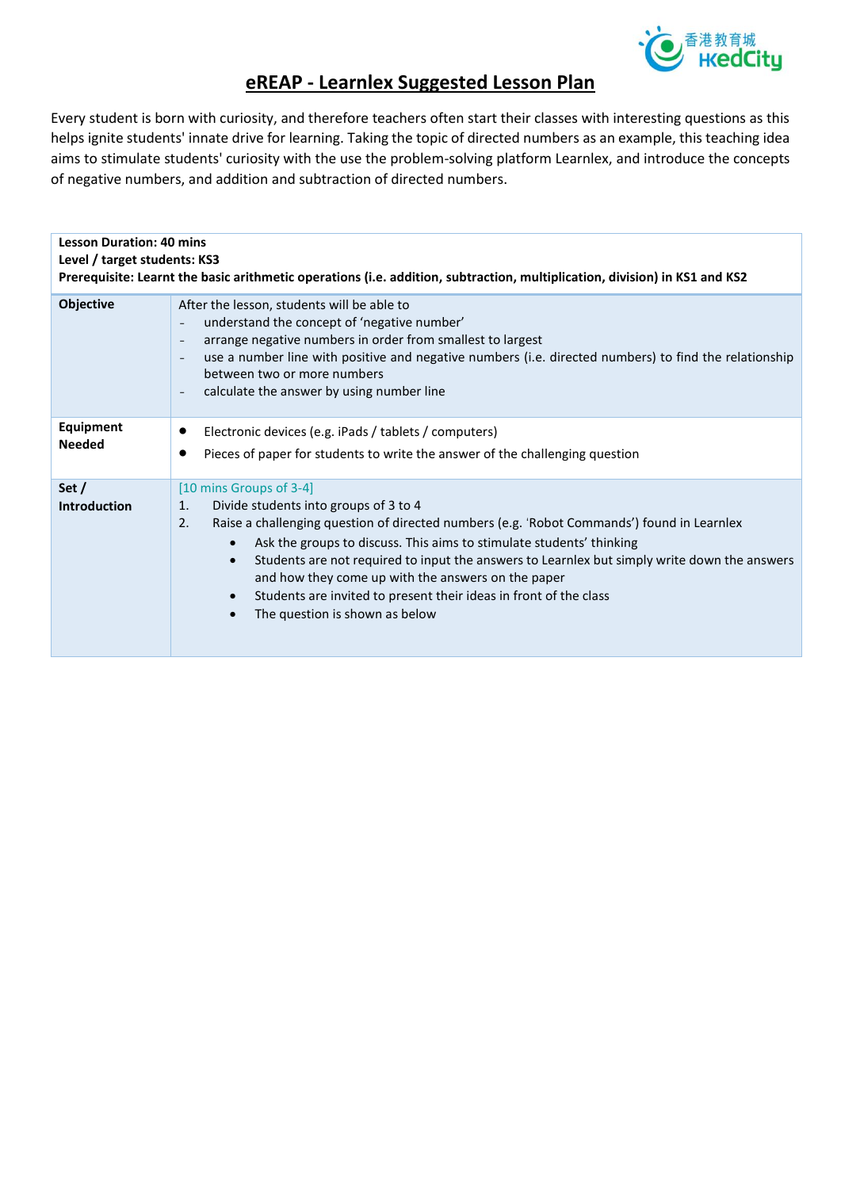# eREAP - Learnlex Suggested Lesson Plan

Every student is born with curiosity, and therefore teachers often start their classes with interesting questions as this helps ignite students' innate drive for learning. Taking the topic of directed numbers as an example, this teaching idea aims to stimulate students' curiosity with the use the problem-solving platform Learnlex, and introduce the concepts of negative numbers, and addition and subtraction of directed numbers.

| **Lesson Duration: 40 mins**<br>**Level / target students: KS3**<br>**Prerequisite: Learnt the basic arithmetic operations (i.e. addition, subtraction, multiplication, division) in KS1 and KS2** | |
|---|---|
| **Objective** | After the lesson, students will be able to<br>- understand the concept of 'negative number'<br>- arrange negative numbers in order from smallest to largest<br>- use a number line with positive and negative numbers (i.e. directed numbers) to find the relationship between two or more numbers<br>- calculate the answer by using number line |
| **Equipment Needed** | • Electronic devices (e.g. iPads / tablets / computers)<br>• Pieces of paper for students to write the answer of the challenging question |
| **Set / Introduction** | [10 mins Groups of 3-4]<br>1. Divide students into groups of 3 to 4<br>2. Raise a challenging question of directed numbers (e.g. 'Robot Commands') found in Learnlex<br>• Ask the groups to discuss. This aims to stimulate students' thinking<br>• Students are not required to input the answers to Learnlex but simply write down the answers and how they come up with the answers on the paper<br>• Students are invited to present their ideas in front of the class<br>• The question is shown as below |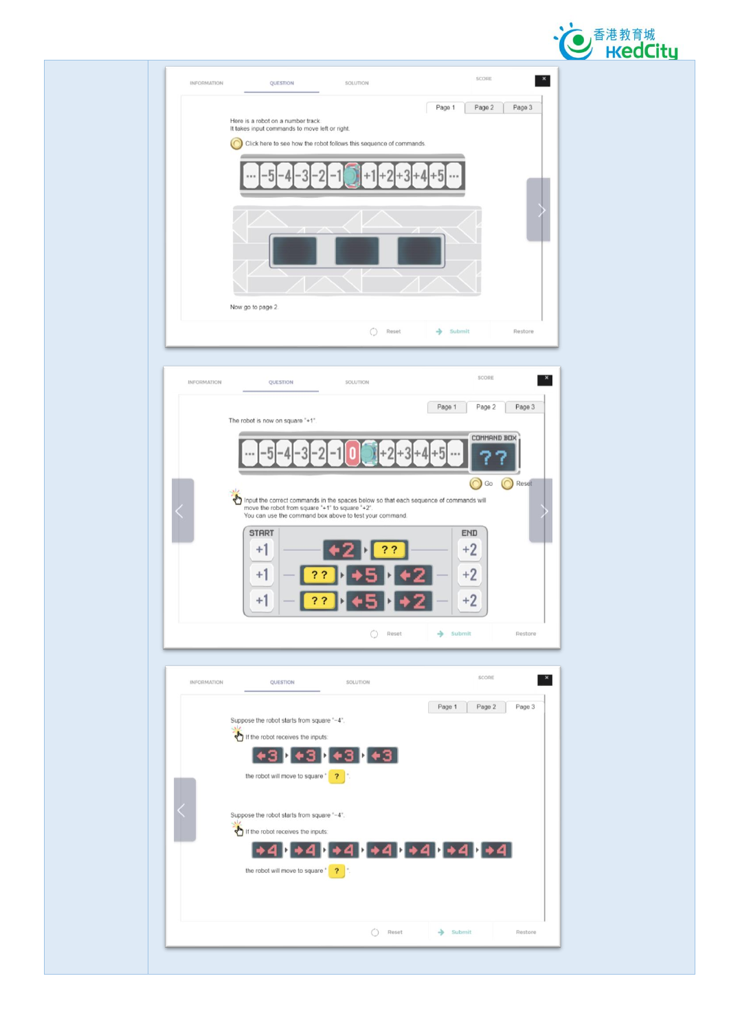INFORMATION QUESTION SOLUTION SCORE

Page 1 | Page 2 | Page 3

Here is a robot on a number track
It takes input commands to move left or right.

Click here to see how the robot follows this sequence of commands

... -5 -4 -3 -2 -1 +1 +2 +3 +4 +5 ...

Now go to page 2

Reset Submit Restore

INFORMATION QUESTION SOLUTION SCORE

Page 1 | Page 2 | Page 3

The robot is now on square "+1"

... -5 -4 -3 -2 -1 0 +2 +3 +4 +5 ...

COMMAND BOX ? ?

Go Reset

Input the correct commands in the spaces below so that each sequence of commands will move the robot from square "+1" to square "+2".
You can use the command box above to test your command.

| START | | | | END |
|---|---|---|---|---|
| +1 | ←2 | ? ? | | +2 |
| +1 | ? ? | →5 | ←2 | +2 |
| +1 | ? ? | ←5 | →2 | +2 |

Reset Submit Restore

INFORMATION QUESTION SOLUTION SCORE

Page 1 | Page 2 | Page 3

Suppose the robot starts from square "-4".

If the robot receives the inputs:

←3 ←3 ←3 ←3

the robot will move to square " ? ".

Suppose the robot starts from square "-4".

If the robot receives the inputs:

→4 →4 →4 →4 →4 →4 →4

the robot will move to square " ? ".

Reset Submit Restore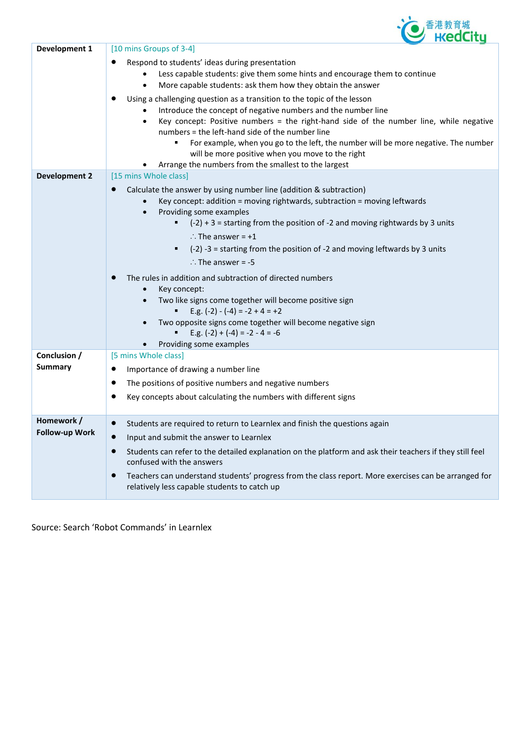| | |
|---|---|
| **Development 1** | [10 mins Groups of 3-4]<br>● Respond to students' ideas during presentation<br>&nbsp;&nbsp;&nbsp;&nbsp;• Less capable students: give them some hints and encourage them to continue<br>&nbsp;&nbsp;&nbsp;&nbsp;• More capable students: ask them how they obtain the answer<br>● Using a challenging question as a transition to the topic of the lesson<br>&nbsp;&nbsp;&nbsp;&nbsp;• Introduce the concept of negative numbers and the number line<br>&nbsp;&nbsp;&nbsp;&nbsp;• Key concept: Positive numbers = the right-hand side of the number line, while negative numbers = the left-hand side of the number line<br>&nbsp;&nbsp;&nbsp;&nbsp;&nbsp;&nbsp;&nbsp;&nbsp;▪ For example, when you go to the left, the number will be more negative. The number will be more positive when you move to the right<br>&nbsp;&nbsp;&nbsp;&nbsp;• Arrange the numbers from the smallest to the largest |
| **Development 2** | [15 mins Whole class]<br>● Calculate the answer by using number line (addition & subtraction)<br>&nbsp;&nbsp;&nbsp;&nbsp;• Key concept: addition = moving rightwards, subtraction = moving leftwards<br>&nbsp;&nbsp;&nbsp;&nbsp;• Providing some examples<br>&nbsp;&nbsp;&nbsp;&nbsp;&nbsp;&nbsp;&nbsp;&nbsp;▪ (-2) + 3 = starting from the position of -2 and moving rightwards by 3 units<br>&nbsp;&nbsp;&nbsp;&nbsp;&nbsp;&nbsp;&nbsp;&nbsp;∴ The answer = +1<br>&nbsp;&nbsp;&nbsp;&nbsp;&nbsp;&nbsp;&nbsp;&nbsp;▪ (-2) -3 = starting from the position of -2 and moving leftwards by 3 units<br>&nbsp;&nbsp;&nbsp;&nbsp;&nbsp;&nbsp;&nbsp;&nbsp;∴ The answer = -5<br>● The rules in addition and subtraction of directed numbers<br>&nbsp;&nbsp;&nbsp;&nbsp;• Key concept:<br>&nbsp;&nbsp;&nbsp;&nbsp;• Two like signs come together will become positive sign<br>&nbsp;&nbsp;&nbsp;&nbsp;&nbsp;&nbsp;&nbsp;&nbsp;▪ E.g. (-2) - (-4) = -2 + 4 = +2<br>&nbsp;&nbsp;&nbsp;&nbsp;• Two opposite signs come together will become negative sign<br>&nbsp;&nbsp;&nbsp;&nbsp;&nbsp;&nbsp;&nbsp;&nbsp;▪ E.g. (-2) + (-4) = -2 - 4 = -6<br>&nbsp;&nbsp;&nbsp;&nbsp;• Providing some examples |
| **Conclusion / Summary** | [5 mins Whole class]<br>● Importance of drawing a number line<br>● The positions of positive numbers and negative numbers<br>● Key concepts about calculating the numbers with different signs |
| **Homework / Follow-up Work** | ● Students are required to return to Learnlex and finish the questions again<br>● Input and submit the answer to Learnlex<br>● Students can refer to the detailed explanation on the platform and ask their teachers if they still feel confused with the answers<br>● Teachers can understand students' progress from the class report. More exercises can be arranged for relatively less capable students to catch up |

Source: Search 'Robot Commands' in Learnlex